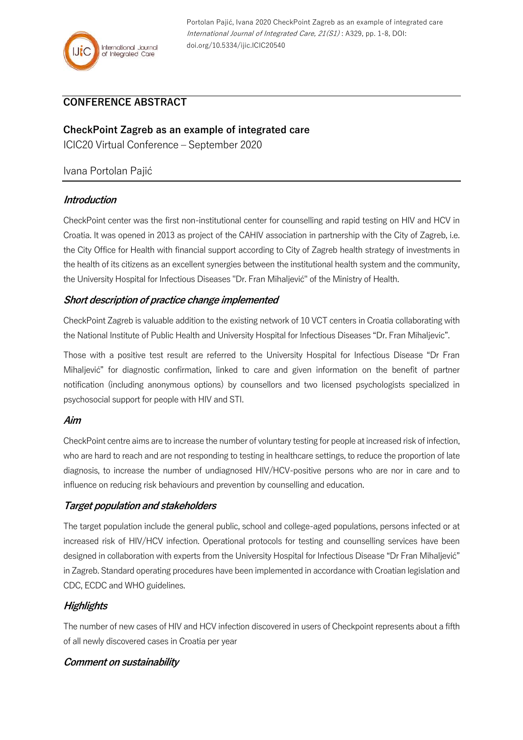Portolan Pajić, Ivana 2020 CheckPoint Zagreb as an example of integrated care *International Journal of Integrated Care, 21(S1)* : A329, pp. 1-8, DOI: doi.org/10.5334/ijic.ICIC20540

## CONFERENCE ABSTRACT

# CheckPoint Zagreb as an example of integrated care

ICIC20 Virtual Conference – September 2020

Ivana Portolan Pajić

### *Introduction*

CheckPoint center was the first non-institutional center for counselling and rapid testing on HIV and HCV in Croatia. It was opened in 2013 as project of the CAHIV association in partnership with the City of Zagreb, i.e. the City Office for Health with financial support according to City of Zagreb health strategy of investments in the health of its citizens as an excellent synergies between the institutional health system and the community, the University Hospital for Infectious Diseases "Dr. Fran Mihaljević" of the Ministry of Health.

### *Short description of practice change implemented*

CheckPoint Zagreb is valuable addition to the existing network of 10 VCT centers in Croatia collaborating with the National Institute of Public Health and University Hospital for Infectious Diseases "Dr. Fran Mihaljevic".

Those with a positive test result are referred to the University Hospital for Infectious Disease "Dr Fran Mihaljević" for diagnostic confirmation, linked to care and given information on the benefit of partner notification (including anonymous options) by counsellors and two licensed psychologists specialized in psychosocial support for people with HIV and STI.

### *Aim*

CheckPoint centre aims are to increase the number of voluntary testing for people at increased risk of infection, who are hard to reach and are not responding to testing in healthcare settings, to reduce the proportion of late diagnosis, to increase the number of undiagnosed HIV/HCV-positive persons who are nor in care and to influence on reducing risk behaviours and prevention by counselling and education.

### *Target population and stakeholders*

The target population include the general public, school and college-aged populations, persons infected or at increased risk of HIV/HCV infection. Operational protocols for testing and counselling services have been designed in collaboration with experts from the University Hospital for Infectious Disease "Dr Fran Mihaljević" in Zagreb. Standard operating procedures have been implemented in accordance with Croatian legislation and CDC, ECDC and WHO guidelines.

### *Highlights*

The number of new cases of HIV and HCV infection discovered in users of Checkpoint represents about a fifth of all newly discovered cases in Croatia per year

### *Comment on sustainability*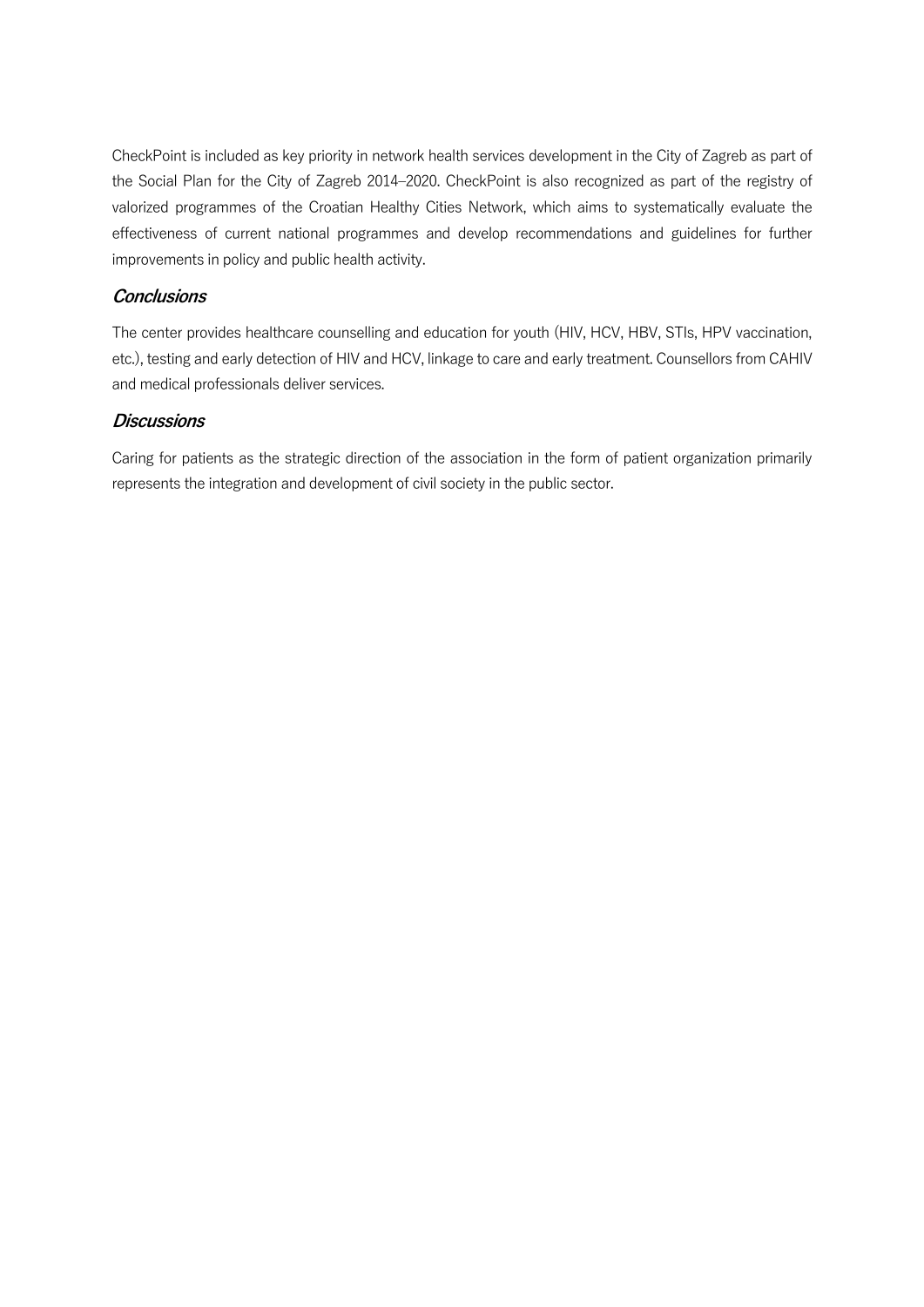CheckPoint is included as key priority in network health services development in the City of Zagreb as part of the Social Plan for the City of Zagreb 2014–2020. CheckPoint is also recognized as part of the registry of valorized programmes of the Croatian Healthy Cities Network, which aims to systematically evaluate the effectiveness of current national programmes and develop recommendations and guidelines for further improvements in policy and public health activity.

## *Conclusions*

The center provides healthcare counselling and education for youth (HIV, HCV, HBV, STIs, HPV vaccination, etc.), testing and early detection of HIV and HCV, linkage to care and early treatment. Counsellors from CAHIV and medical professionals deliver services.

## *Discussions*

Caring for patients as the strategic direction of the association in the form of patient organization primarily represents the integration and development of civil society in the public sector.